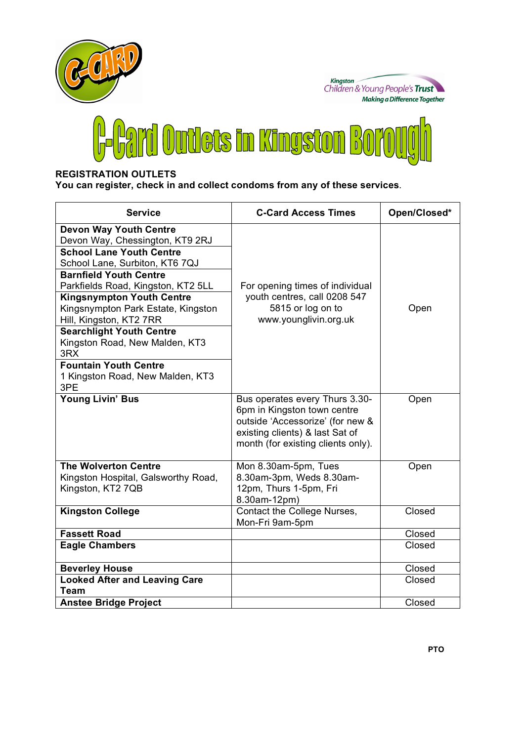C-CARD

Kingston Children & Young People's Trust
*Making a Difference Together*

# C-Card Outlets in Kingston Borough

**REGISTRATION OUTLETS**
**You can register, check in and collect condoms from any of these services**.

| Service | C-Card Access Times | Open/Closed* |
|---|---|---|
| **Devon Way Youth Centre** Devon Way, Chessington, KT9 2RJ | For opening times of individual youth centres, call 0208 547 5815 or log on to www.younglivin.org.uk | Open |
| **School Lane Youth Centre** School Lane, Surbiton, KT6 7QJ | | |
| **Barnfield Youth Centre** Parkfields Road, Kingston, KT2 5LL | | |
| **Kingsnympton Youth Centre** Kingsnympton Park Estate, Kingston Hill, Kingston, KT2 7RR | | |
| **Searchlight Youth Centre** Kingston Road, New Malden, KT3 3RX | | |
| **Fountain Youth Centre** 1 Kingston Road, New Malden, KT3 3PE | | |
| **Young Livin' Bus** | Bus operates every Thurs 3.30-6pm in Kingston town centre outside 'Accessorize' (for new & existing clients) & last Sat of month (for existing clients only). | Open |
| **The Wolverton Centre** Kingston Hospital, Galsworthy Road, Kingston, KT2 7QB | Mon 8.30am-5pm, Tues 8.30am-3pm, Weds 8.30am-12pm, Thurs 1-5pm, Fri 8.30am-12pm) | Open |
| **Kingston College** | Contact the College Nurses, Mon-Fri 9am-5pm | Closed |
| **Fassett Road** | | Closed |
| **Eagle Chambers** | | Closed |
| **Beverley House** | | Closed |
| **Looked After and Leaving Care Team** | | Closed |
| **Anstee Bridge Project** | | Closed |

**PTO**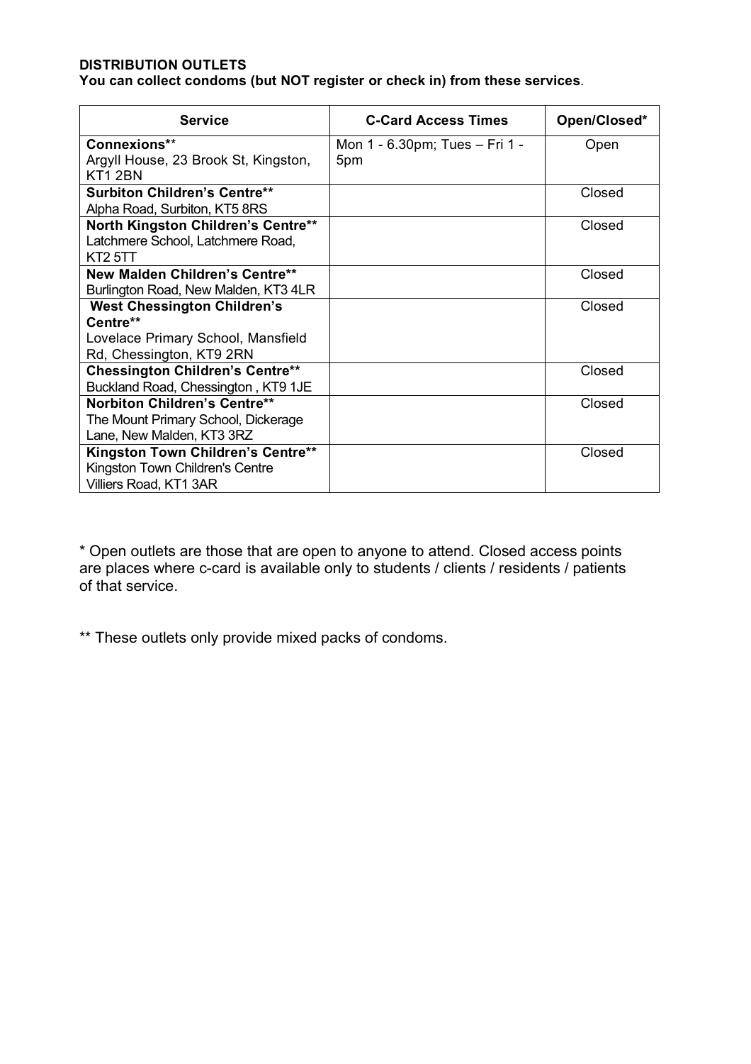**DISTRIBUTION OUTLETS**

**You can collect condoms (but NOT register or check in) from these services**.

| Service | C-Card Access Times | Open/Closed* |
|---|---|---|
| **Connexions****<br>Argyll House, 23 Brook St, Kingston, KT1 2BN | Mon 1 - 6.30pm; Tues – Fri 1 - 5pm | Open |
| **Surbiton Children's Centre****<br>Alpha Road, Surbiton, KT5 8RS | | Closed |
| **North Kingston Children's Centre****<br>Latchmere School, Latchmere Road, KT2 5TT | | Closed |
| **New Malden Children's Centre****<br>Burlington Road, New Malden, KT3 4LR | | Closed |
| **West Chessington Children's Centre****<br>Lovelace Primary School, Mansfield Rd, Chessington, KT9 2RN | | Closed |
| **Chessington Children's Centre****<br>Buckland Road, Chessington , KT9 1JE | | Closed |
| **Norbiton Children's Centre****<br>The Mount Primary School, Dickerage Lane, New Malden, KT3 3RZ | | Closed |
| **Kingston Town Children's Centre****<br>Kingston Town Children's Centre Villiers Road, KT1 3AR | | Closed |

* Open outlets are those that are open to anyone to attend. Closed access points are places where c-card is available only to students / clients / residents / patients of that service.

** These outlets only provide mixed packs of condoms.